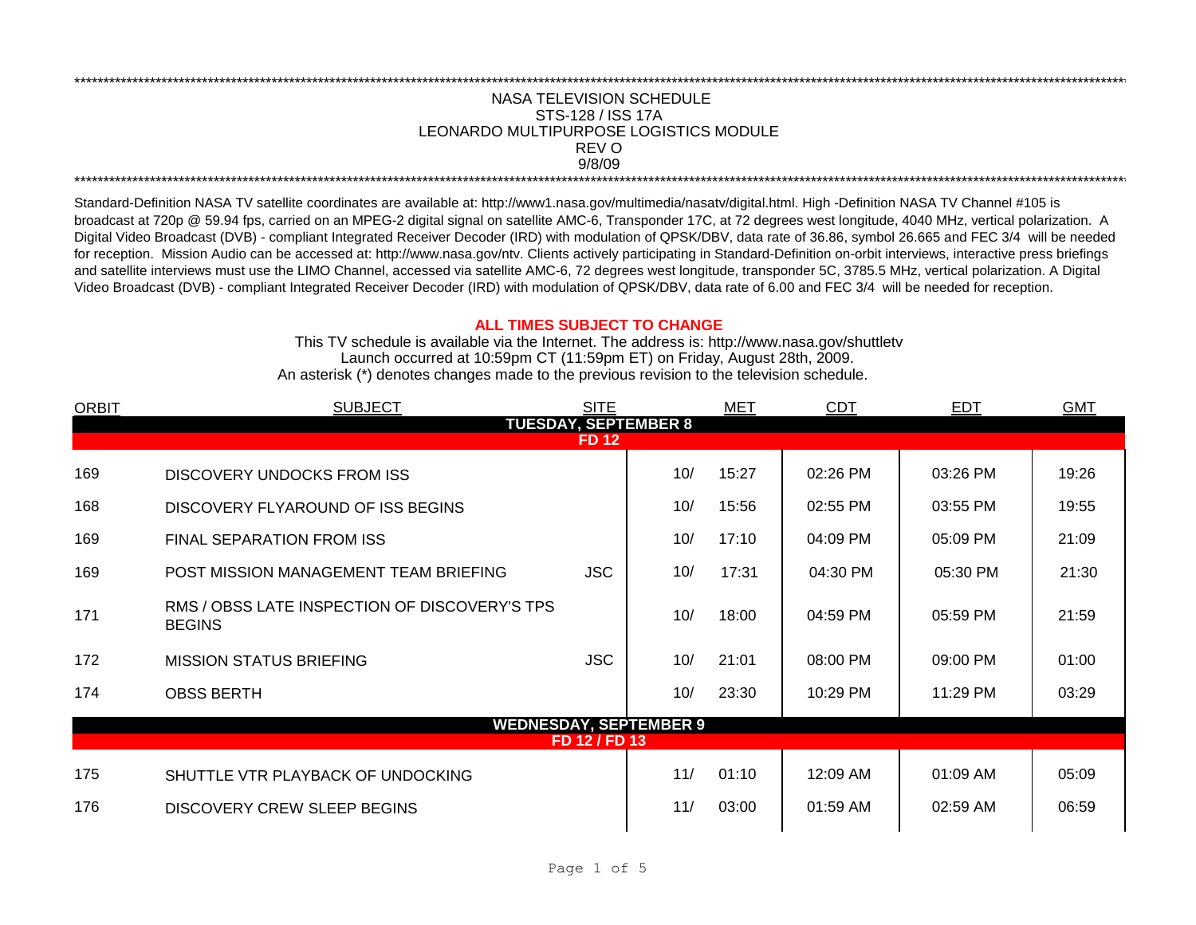# NASA TELEVISION SCHEDULE
## STS-128 / ISS 17A
## LEONARDO MULTIPURPOSE LOGISTICS MODULE
REV O
9/8/09

Standard-Definition NASA TV satellite coordinates are available at: http://www1.nasa.gov/multimedia/nasatv/digital.html. High -Definition NASA TV Channel #105 is broadcast at 720p @ 59.94 fps, carried on an MPEG-2 digital signal on satellite AMC-6, Transponder 17C, at 72 degrees west longitude, 4040 MHz, vertical polarization. A Digital Video Broadcast (DVB) - compliant Integrated Receiver Decoder (IRD) with modulation of QPSK/DBV, data rate of 36.86, symbol 26.665 and FEC 3/4 will be needed for reception. Mission Audio can be accessed at: http://www.nasa.gov/ntv. Clients actively participating in Standard-Definition on-orbit interviews, interactive press briefings and satellite interviews must use the LIMO Channel, accessed via satellite AMC-6, 72 degrees west longitude, transponder 5C, 3785.5 MHz, vertical polarization. A Digital Video Broadcast (DVB) - compliant Integrated Receiver Decoder (IRD) with modulation of QPSK/DBV, data rate of 6.00 and FEC 3/4 will be needed for reception.

**ALL TIMES SUBJECT TO CHANGE**

This TV schedule is available via the Internet. The address is: http://www.nasa.gov/shuttletv

Launch occurred at 10:59pm CT (11:59pm ET) on Friday, August 28th, 2009.

An asterisk (*) denotes changes made to the previous revision to the television schedule.

| ORBIT | SUBJECT | SITE | MET | CDT | EDT | GMT |
|---|---|---|---|---|---|---|
| | **TUESDAY, SEPTEMBER 8** | | | | | |
| | **FD 12** | | | | | |
| 169 | DISCOVERY UNDOCKS FROM ISS | | 10/ 15:27 | 02:26 PM | 03:26 PM | 19:26 |
| 168 | DISCOVERY FLYAROUND OF ISS BEGINS | | 10/ 15:56 | 02:55 PM | 03:55 PM | 19:55 |
| 169 | FINAL SEPARATION FROM ISS | | 10/ 17:10 | 04:09 PM | 05:09 PM | 21:09 |
| 169 | POST MISSION MANAGEMENT TEAM BRIEFING | JSC | 10/ 17:31 | 04:30 PM | 05:30 PM | 21:30 |
| 171 | RMS / OBSS LATE INSPECTION OF DISCOVERY'S TPS BEGINS | | 10/ 18:00 | 04:59 PM | 05:59 PM | 21:59 |
| 172 | MISSION STATUS BRIEFING | JSC | 10/ 21:01 | 08:00 PM | 09:00 PM | 01:00 |
| 174 | OBSS BERTH | | 10/ 23:30 | 10:29 PM | 11:29 PM | 03:29 |
| | **WEDNESDAY, SEPTEMBER 9** | | | | | |
| | **FD 12 / FD 13** | | | | | |
| 175 | SHUTTLE VTR PLAYBACK OF UNDOCKING | | 11/ 01:10 | 12:09 AM | 01:09 AM | 05:09 |
| 176 | DISCOVERY CREW SLEEP BEGINS | | 11/ 03:00 | 01:59 AM | 02:59 AM | 06:59 |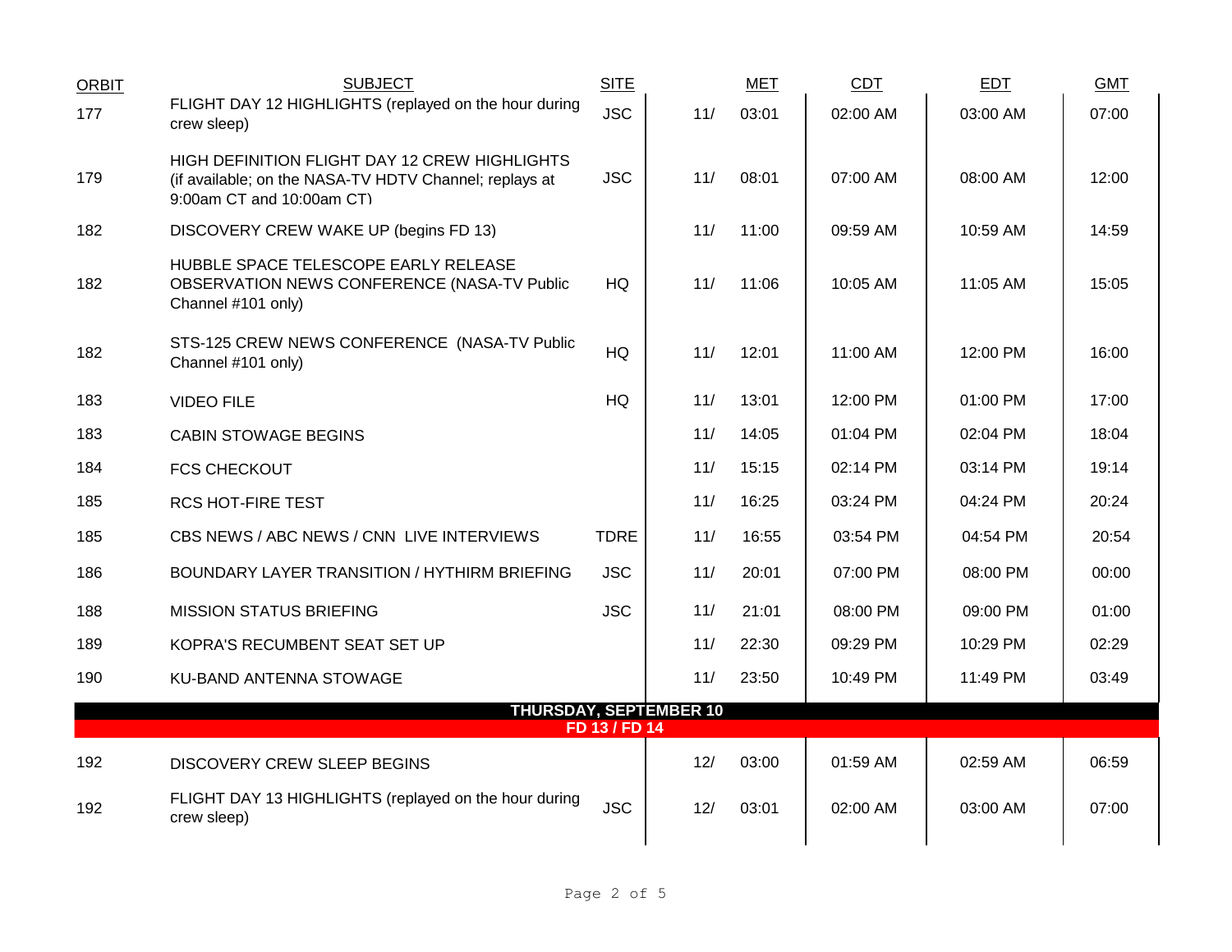| ORBIT | SUBJECT | SITE | | MET | CDT | EDT | GMT |
|---|---|---|---|---|---|---|---|
| 177 | FLIGHT DAY 12 HIGHLIGHTS (replayed on the hour during crew sleep) | JSC | 11/ | 03:01 | 02:00 AM | 03:00 AM | 07:00 |
| 179 | HIGH DEFINITION FLIGHT DAY 12 CREW HIGHLIGHTS (if available; on the NASA-TV HDTV Channel; replays at 9:00am CT and 10:00am CT) | JSC | 11/ | 08:01 | 07:00 AM | 08:00 AM | 12:00 |
| 182 | DISCOVERY CREW WAKE UP (begins FD 13) | | 11/ | 11:00 | 09:59 AM | 10:59 AM | 14:59 |
| 182 | HUBBLE SPACE TELESCOPE EARLY RELEASE OBSERVATION NEWS CONFERENCE (NASA-TV Public Channel #101 only) | HQ | 11/ | 11:06 | 10:05 AM | 11:05 AM | 15:05 |
| 182 | STS-125 CREW NEWS CONFERENCE (NASA-TV Public Channel #101 only) | HQ | 11/ | 12:01 | 11:00 AM | 12:00 PM | 16:00 |
| 183 | VIDEO FILE | HQ | 11/ | 13:01 | 12:00 PM | 01:00 PM | 17:00 |
| 183 | CABIN STOWAGE BEGINS | | 11/ | 14:05 | 01:04 PM | 02:04 PM | 18:04 |
| 184 | FCS CHECKOUT | | 11/ | 15:15 | 02:14 PM | 03:14 PM | 19:14 |
| 185 | RCS HOT-FIRE TEST | | 11/ | 16:25 | 03:24 PM | 04:24 PM | 20:24 |
| 185 | CBS NEWS / ABC NEWS / CNN LIVE INTERVIEWS | TDRE | 11/ | 16:55 | 03:54 PM | 04:54 PM | 20:54 |
| 186 | BOUNDARY LAYER TRANSITION / HYTHIRM BRIEFING | JSC | 11/ | 20:01 | 07:00 PM | 08:00 PM | 00:00 |
| 188 | MISSION STATUS BRIEFING | JSC | 11/ | 21:01 | 08:00 PM | 09:00 PM | 01:00 |
| 189 | KOPRA'S RECUMBENT SEAT SET UP | | 11/ | 22:30 | 09:29 PM | 10:29 PM | 02:29 |
| 190 | KU-BAND ANTENNA STOWAGE | | 11/ | 23:50 | 10:49 PM | 11:49 PM | 03:49 |
| | **THURSDAY, SEPTEMBER 10** | | | | | | |
| | **FD 13 / FD 14** | | | | | | |
| 192 | DISCOVERY CREW SLEEP BEGINS | | 12/ | 03:00 | 01:59 AM | 02:59 AM | 06:59 |
| 192 | FLIGHT DAY 13 HIGHLIGHTS (replayed on the hour during crew sleep) | JSC | 12/ | 03:01 | 02:00 AM | 03:00 AM | 07:00 |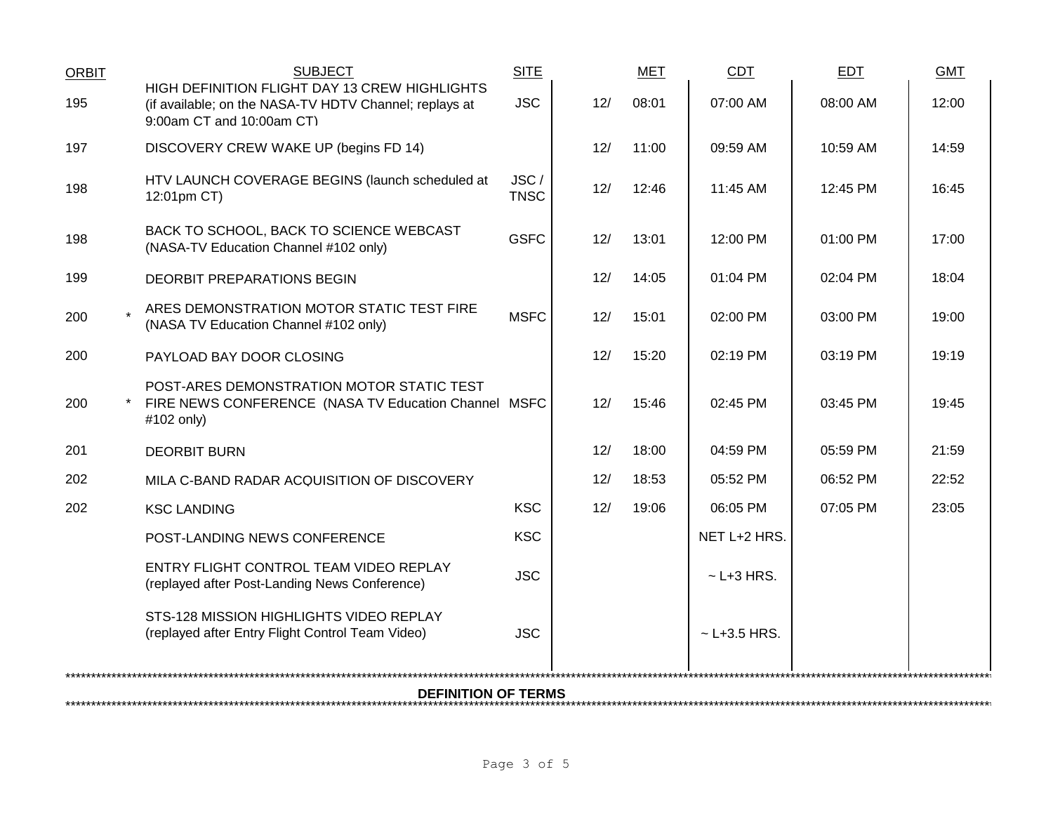| ORBIT | | SUBJECT | SITE | MET | | CDT | EDT | GMT |
|---|---|---|---|---|---|---|---|---|
| 195 | | HIGH DEFINITION FLIGHT DAY 13 CREW HIGHLIGHTS (if available; on the NASA-TV HDTV Channel; replays at 9:00am CT and 10:00am CT) | JSC | 12/ | 08:01 | 07:00 AM | 08:00 AM | 12:00 |
| 197 | | DISCOVERY CREW WAKE UP (begins FD 14) | | 12/ | 11:00 | 09:59 AM | 10:59 AM | 14:59 |
| 198 | | HTV LAUNCH COVERAGE BEGINS (launch scheduled at 12:01pm CT) | JSC / TNSC | 12/ | 12:46 | 11:45 AM | 12:45 PM | 16:45 |
| 198 | | BACK TO SCHOOL, BACK TO SCIENCE WEBCAST (NASA-TV Education Channel #102 only) | GSFC | 12/ | 13:01 | 12:00 PM | 01:00 PM | 17:00 |
| 199 | | DEORBIT PREPARATIONS BEGIN | | 12/ | 14:05 | 01:04 PM | 02:04 PM | 18:04 |
| 200 | * | ARES DEMONSTRATION MOTOR STATIC TEST FIRE (NASA TV Education Channel #102 only) | MSFC | 12/ | 15:01 | 02:00 PM | 03:00 PM | 19:00 |
| 200 | | PAYLOAD BAY DOOR CLOSING | | 12/ | 15:20 | 02:19 PM | 03:19 PM | 19:19 |
| 200 | * | POST-ARES DEMONSTRATION MOTOR STATIC TEST FIRE NEWS CONFERENCE (NASA TV Education Channel #102 only) | MSFC | 12/ | 15:46 | 02:45 PM | 03:45 PM | 19:45 |
| 201 | | DEORBIT BURN | | 12/ | 18:00 | 04:59 PM | 05:59 PM | 21:59 |
| 202 | | MILA C-BAND RADAR ACQUISITION OF DISCOVERY | | 12/ | 18:53 | 05:52 PM | 06:52 PM | 22:52 |
| 202 | | KSC LANDING | KSC | 12/ | 19:06 | 06:05 PM | 07:05 PM | 23:05 |
| | | POST-LANDING NEWS CONFERENCE | KSC | | | NET L+2 HRS. | | |
| | | ENTRY FLIGHT CONTROL TEAM VIDEO REPLAY (replayed after Post-Landing News Conference) | JSC | | | ~ L+3 HRS. | | |
| | | STS-128 MISSION HIGHLIGHTS VIDEO REPLAY (replayed after Entry Flight Control Team Video) | JSC | | | ~ L+3.5 HRS. | | |

**DEFINITION OF TERMS**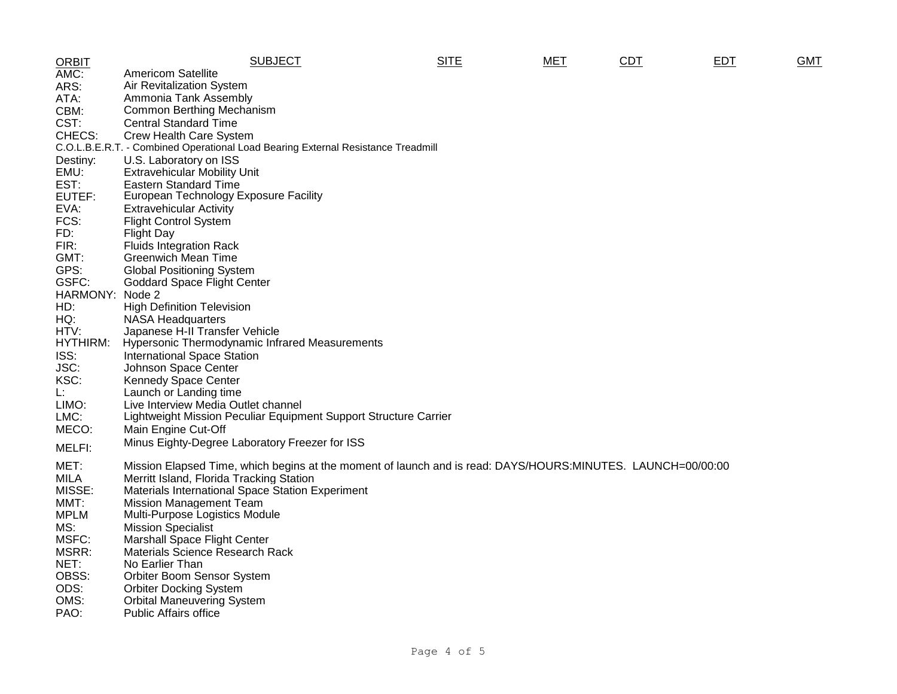| ORBIT | SUBJECT | SITE | MET | CDT | EDT | GMT |
|---|---|---|---|---|---|---|

AMC: Americom Satellite
ARS: Air Revitalization System
ATA: Ammonia Tank Assembly
CBM: Common Berthing Mechanism
CST: Central Standard Time
CHECS: Crew Health Care System
C.O.L.B.E.R.T. - Combined Operational Load Bearing External Resistance Treadmill
Destiny: U.S. Laboratory on ISS
EMU: Extravehicular Mobility Unit
EST: Eastern Standard Time
EUTEF: European Technology Exposure Facility
EVA: Extravehicular Activity
FCS: Flight Control System
FD: Flight Day
FIR: Fluids Integration Rack
GMT: Greenwich Mean Time
GPS: Global Positioning System
GSFC: Goddard Space Flight Center
HARMONY: Node 2
HD: High Definition Television
HQ: NASA Headquarters
HTV: Japanese H-II Transfer Vehicle
HYTHIRM: Hypersonic Thermodynamic Infrared Measurements
ISS: International Space Station
JSC: Johnson Space Center
KSC: Kennedy Space Center
L: Launch or Landing time
LIMO: Live Interview Media Outlet channel
LMC: Lightweight Mission Peculiar Equipment Support Structure Carrier
MECO: Main Engine Cut-Off
MELFI: Minus Eighty-Degree Laboratory Freezer for ISS
MET: Mission Elapsed Time, which begins at the moment of launch and is read: DAYS/HOURS:MINUTES. LAUNCH=00/00:00
MILA Merritt Island, Florida Tracking Station
MISSE: Materials International Space Station Experiment
MMT: Mission Management Team
MPLM Multi-Purpose Logistics Module
MS: Mission Specialist
MSFC: Marshall Space Flight Center
MSRR: Materials Science Research Rack
NET: No Earlier Than
OBSS: Orbiter Boom Sensor System
ODS: Orbiter Docking System
OMS: Orbital Maneuvering System
PAO: Public Affairs office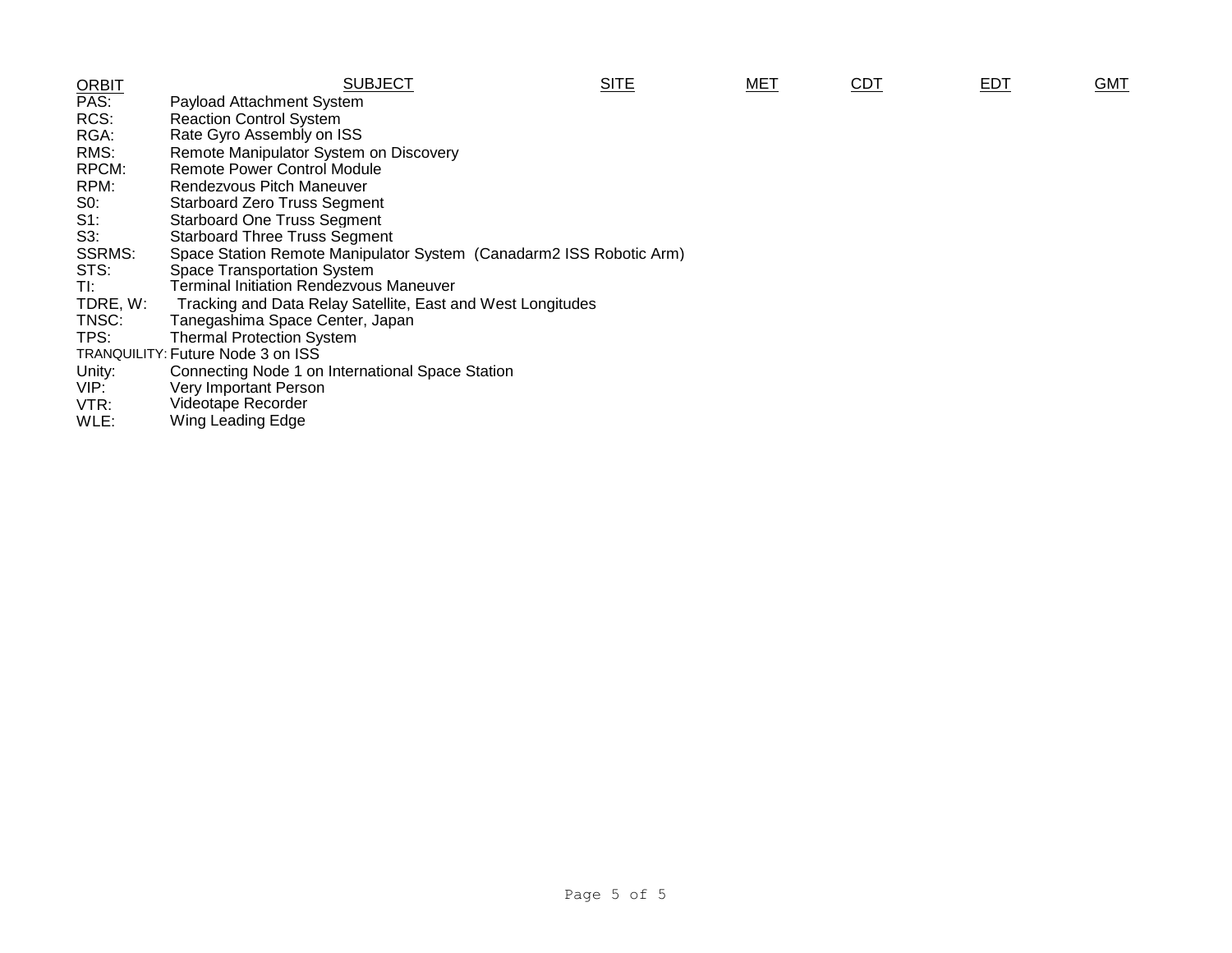| ORBIT | SUBJECT | SITE | MET | CDT | EDT | GMT |
| --- | --- | --- | --- | --- | --- | --- |

PAS: Payload Attachment System
RCS: Reaction Control System
RGA: Rate Gyro Assembly on ISS
RMS: Remote Manipulator System on Discovery
RPCM: Remote Power Control Module
RPM: Rendezvous Pitch Maneuver
S0: Starboard Zero Truss Segment
S1: Starboard One Truss Segment
S3: Starboard Three Truss Segment
SSRMS: Space Station Remote Manipulator System (Canadarm2 ISS Robotic Arm)
STS: Space Transportation System
TI: Terminal Initiation Rendezvous Maneuver
TDRE, W: Tracking and Data Relay Satellite, East and West Longitudes
TNSC: Tanegashima Space Center, Japan
TPS: Thermal Protection System
TRANQUILITY: Future Node 3 on ISS
Unity: Connecting Node 1 on International Space Station
VIP: Very Important Person
VTR: Videotape Recorder
WLE: Wing Leading Edge